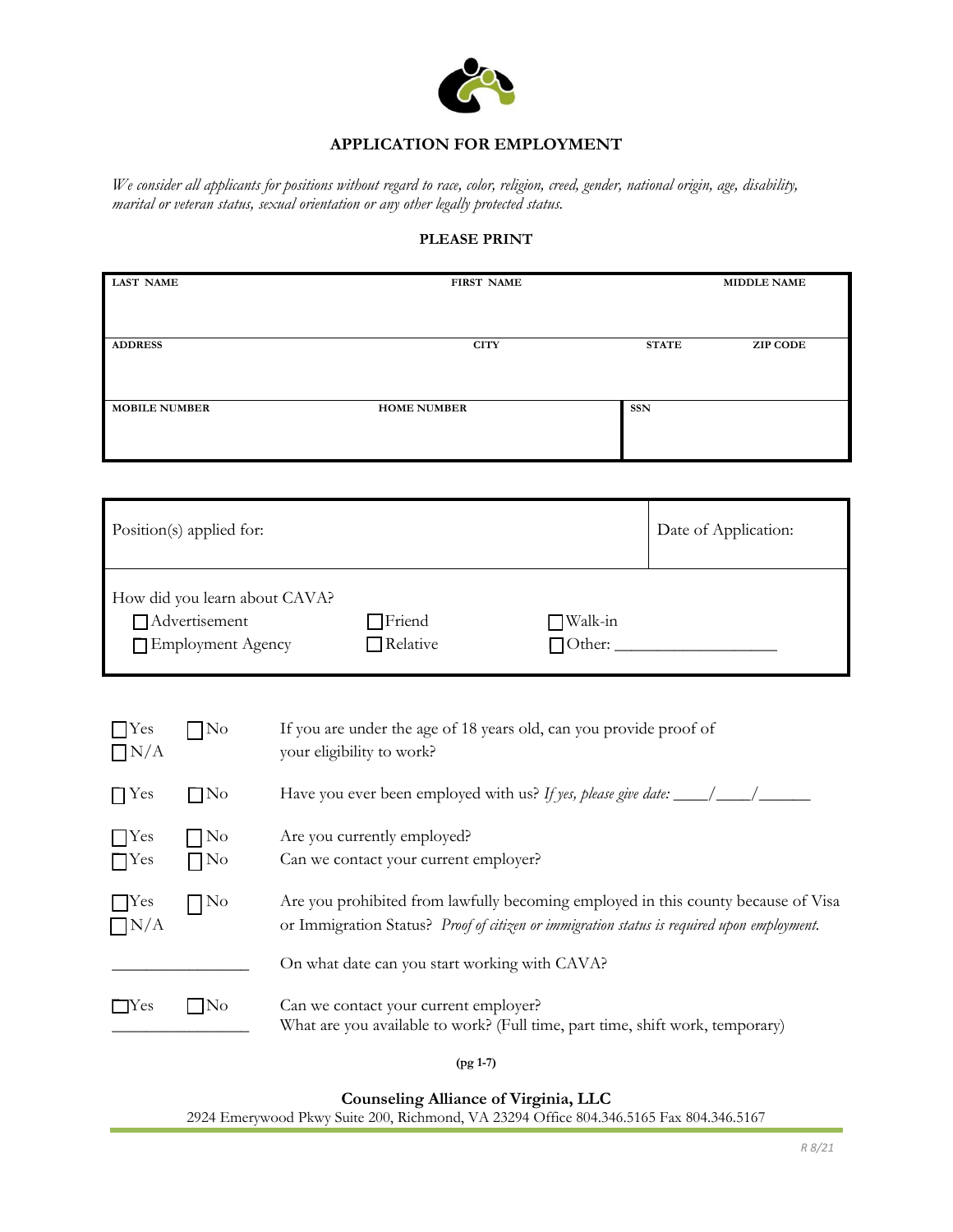# APPLICATION FOR EMPLOYMENT

*We consider all applicants for positions without regard to race, color, religion, creed, gender, national origin, age, disability, marital or veteran status, sexual orientation or any other legally protected status.*

**PLEASE PRINT**

| LAST NAME | FIRST NAME | | MIDDLE NAME |
|---|---|---|---|
| | | | |
| **ADDRESS** | **CITY** | **STATE** | **ZIP CODE** |
| | | | |
| **MOBILE NUMBER** | **HOME NUMBER** | **SSN** | |
| | | | |

| Position(s) applied for: | Date of Application: |
|---|---|

How did you learn about CAVA?

- ☐ Advertisement
- ☐ Friend
- ☐ Walk-in
- ☐ Employment Agency
- ☐ Relative
- ☐ Other: ___________________

| | | |
|---|---|---|
| ☐ Yes ☐ N/A | ☐ No | If you are under the age of 18 years old, can you provide proof of your eligibility to work? |
| ☐ Yes | ☐ No | Have you ever been employed with us? *If yes, please give date:* ____/____/______ |
| ☐ Yes | ☐ No | Are you currently employed? |
| ☐ Yes | ☐ No | Can we contact your current employer? |
| ☐ Yes ☐ N/A | ☐ No | Are you prohibited from lawfully becoming employed in this county because of Visa or Immigration Status? *Proof of citizen or immigration status is required upon employment.* |
| ________________ | | On what date can you start working with CAVA? |
| ☐ Yes | ☐ No | Can we contact your current employer? |
| ________________ | | What are you available to work? (Full time, part time, shift work, temporary) |

(pg 1-7)

**Counseling Alliance of Virginia, LLC**
2924 Emerywood Pkwy Suite 200, Richmond, VA 23294 Office 804.346.5165 Fax 804.346.5167

R 8/21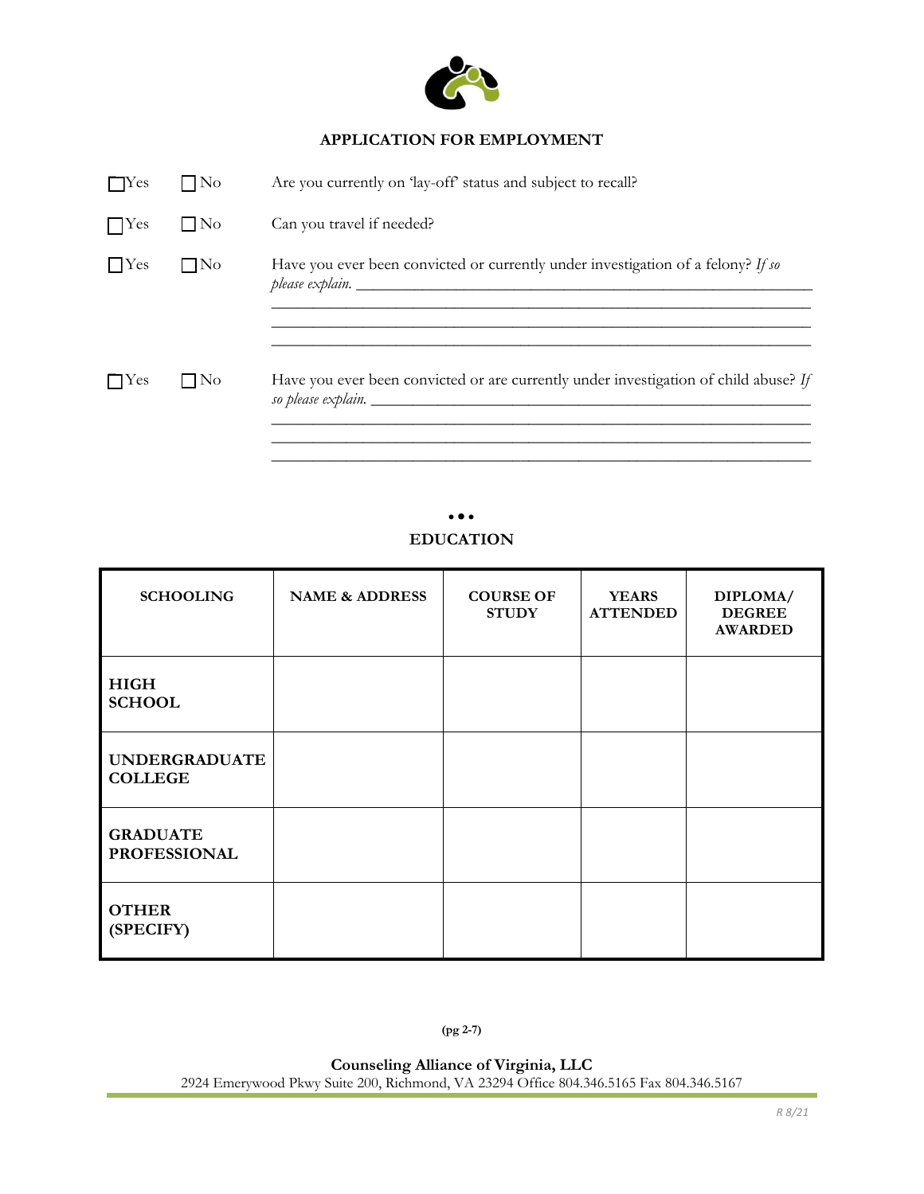## APPLICATION FOR EMPLOYMENT

☐ Yes ☐ No Are you currently on 'lay-off' status and subject to recall?

☐ Yes ☐ No Can you travel if needed?

☐ Yes ☐ No Have you ever been convicted or currently under investigation of a felony? *If so please explain.* ______________________________________________

________________________________________________________________

________________________________________________________________

________________________________________________________________

☐ Yes ☐ No Have you ever been convicted or are currently under investigation of child abuse? *If so please explain.* ______________________________________________

________________________________________________________________

________________________________________________________________

________________________________________________________________

•••

## EDUCATION

| SCHOOLING | NAME & ADDRESS | COURSE OF STUDY | YEARS ATTENDED | DIPLOMA/ DEGREE AWARDED |
|---|---|---|---|---|
| **HIGH SCHOOL** | | | | |
| **UNDERGRADUATE COLLEGE** | | | | |
| **GRADUATE PROFESSIONAL** | | | | |
| **OTHER (SPECIFY)** | | | | |

**Counseling Alliance of Virginia, LLC**
2924 Emerywood Pkwy Suite 200, Richmond, VA 23294 Office 804.346.5165 Fax 804.346.5167

*R 8/21*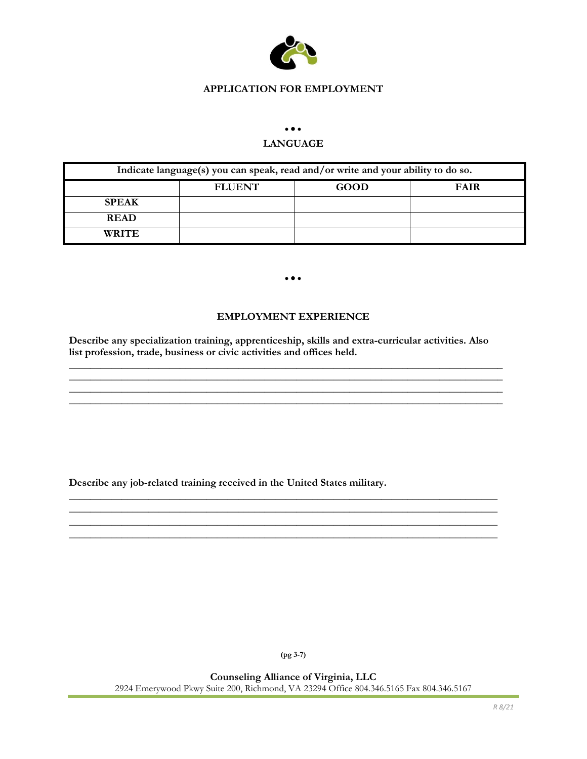## APPLICATION FOR EMPLOYMENT

•••

### LANGUAGE

| Indicate language(s) you can speak, read and/or write and your ability to do so. | | | |
|---|---|---|---|
| | **FLUENT** | **GOOD** | **FAIR** |
| **SPEAK** | | | |
| **READ** | | | |
| **WRITE** | | | |

•••

### EMPLOYMENT EXPERIENCE

**Describe any specialization training, apprenticeship, skills and extra-curricular activities. Also list profession, trade, business or civic activities and offices held.**

\_\_\_\_\_\_\_\_\_\_\_\_\_\_\_\_\_\_\_\_\_\_\_\_\_\_\_\_\_\_\_\_\_\_\_\_\_\_\_\_\_\_\_\_\_\_\_\_\_\_\_\_\_\_\_\_\_\_\_\_\_\_\_\_\_\_\_\_\_\_\_\_\_\_\_\_\_\_
\_\_\_\_\_\_\_\_\_\_\_\_\_\_\_\_\_\_\_\_\_\_\_\_\_\_\_\_\_\_\_\_\_\_\_\_\_\_\_\_\_\_\_\_\_\_\_\_\_\_\_\_\_\_\_\_\_\_\_\_\_\_\_\_\_\_\_\_\_\_\_\_\_\_\_\_\_\_
\_\_\_\_\_\_\_\_\_\_\_\_\_\_\_\_\_\_\_\_\_\_\_\_\_\_\_\_\_\_\_\_\_\_\_\_\_\_\_\_\_\_\_\_\_\_\_\_\_\_\_\_\_\_\_\_\_\_\_\_\_\_\_\_\_\_\_\_\_\_\_\_\_\_\_\_\_\_
\_\_\_\_\_\_\_\_\_\_\_\_\_\_\_\_\_\_\_\_\_\_\_\_\_\_\_\_\_\_\_\_\_\_\_\_\_\_\_\_\_\_\_\_\_\_\_\_\_\_\_\_\_\_\_\_\_\_\_\_\_\_\_\_\_\_\_\_\_\_\_\_\_\_\_\_\_\_

**Describe any job-related training received in the United States military.**

\_\_\_\_\_\_\_\_\_\_\_\_\_\_\_\_\_\_\_\_\_\_\_\_\_\_\_\_\_\_\_\_\_\_\_\_\_\_\_\_\_\_\_\_\_\_\_\_\_\_\_\_\_\_\_\_\_\_\_\_\_\_\_\_\_\_\_\_\_\_\_\_\_\_\_\_\_\_
\_\_\_\_\_\_\_\_\_\_\_\_\_\_\_\_\_\_\_\_\_\_\_\_\_\_\_\_\_\_\_\_\_\_\_\_\_\_\_\_\_\_\_\_\_\_\_\_\_\_\_\_\_\_\_\_\_\_\_\_\_\_\_\_\_\_\_\_\_\_\_\_\_\_\_\_\_\_
\_\_\_\_\_\_\_\_\_\_\_\_\_\_\_\_\_\_\_\_\_\_\_\_\_\_\_\_\_\_\_\_\_\_\_\_\_\_\_\_\_\_\_\_\_\_\_\_\_\_\_\_\_\_\_\_\_\_\_\_\_\_\_\_\_\_\_\_\_\_\_\_\_\_\_\_\_\_
\_\_\_\_\_\_\_\_\_\_\_\_\_\_\_\_\_\_\_\_\_\_\_\_\_\_\_\_\_\_\_\_\_\_\_\_\_\_\_\_\_\_\_\_\_\_\_\_\_\_\_\_\_\_\_\_\_\_\_\_\_\_\_\_\_\_\_\_\_\_\_\_\_\_\_\_\_\_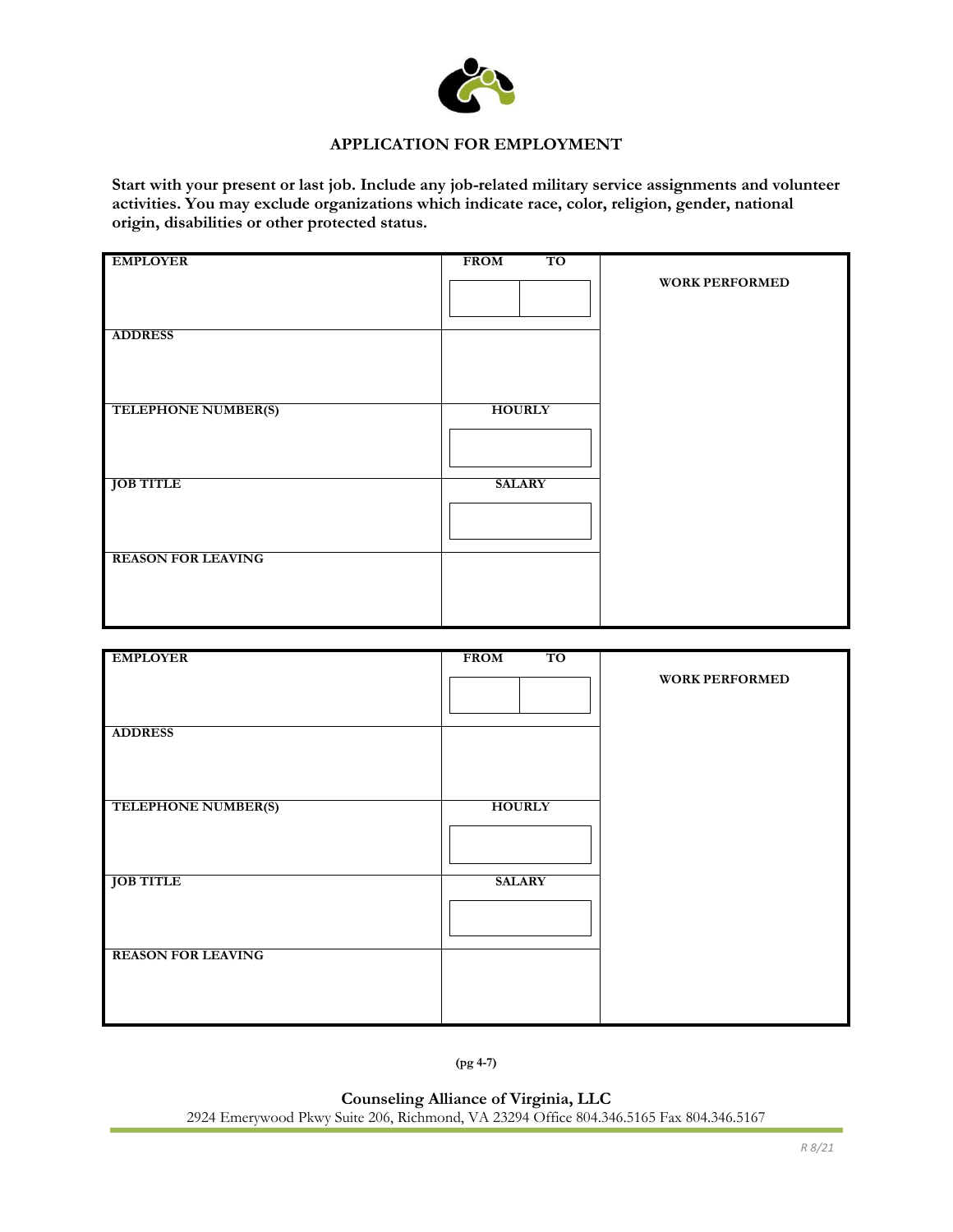## APPLICATION FOR EMPLOYMENT

**Start with your present or last job. Include any job-related military service assignments and volunteer activities. You may exclude organizations which indicate race, color, religion, gender, national origin, disabilities or other protected status.**

| | | |
|---|---|---|
| **EMPLOYER** | **FROM** **TO** | **WORK PERFORMED** |
| **ADDRESS** | | |
| **TELEPHONE NUMBER(S)** | **HOURLY** | |
| **JOB TITLE** | **SALARY** | |
| **REASON FOR LEAVING** | | |

| | | |
|---|---|---|
| **EMPLOYER** | **FROM** **TO** | **WORK PERFORMED** |
| **ADDRESS** | | |
| **TELEPHONE NUMBER(S)** | **HOURLY** | |
| **JOB TITLE** | **SALARY** | |
| **REASON FOR LEAVING** | | |

**Counseling Alliance of Virginia, LLC**
2924 Emerywood Pkwy Suite 206, Richmond, VA 23294 Office 804.346.5165 Fax 804.346.5167

*R 8/21*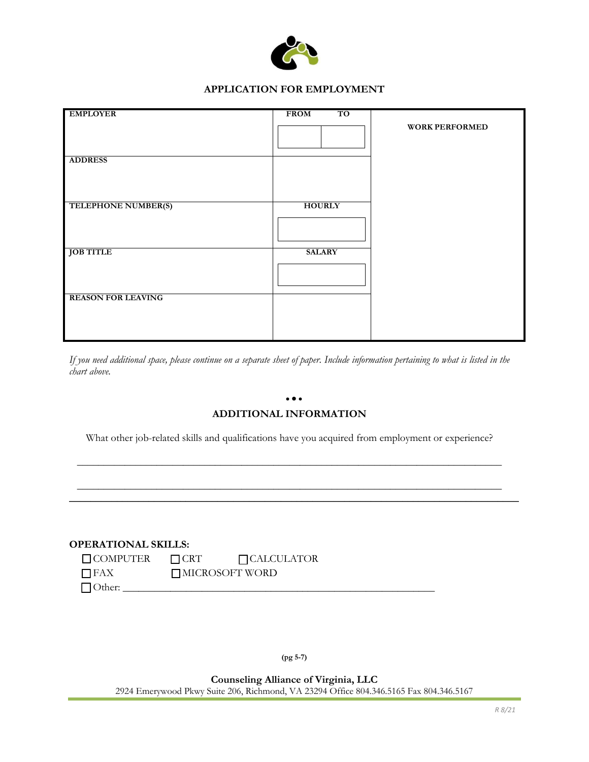# APPLICATION FOR EMPLOYMENT

| | | |
|---|---|---|
| **EMPLOYER** | **FROM** **TO** | **WORK PERFORMED** |
| **ADDRESS** | | |
| **TELEPHONE NUMBER(S)** | **HOURLY** | |
| **JOB TITLE** | **SALARY** | |
| **REASON FOR LEAVING** | | |

*If you need additional space, please continue on a separate sheet of paper. Include information pertaining to what is listed in the chart above.*

•••

## ADDITIONAL INFORMATION

What other job-related skills and qualifications have you acquired from employment or experience?

_______________________________________________________________________________

_______________________________________________________________________________

**OPERATIONAL SKILLS:**

☐ COMPUTER ☐ CRT ☐ CALCULATOR

☐ FAX ☐ MICROSOFT WORD

☐ Other: ___________________________________________________________

**(pg 5-7)**

**Counseling Alliance of Virginia, LLC**

2924 Emerywood Pkwy Suite 206, Richmond, VA 23294 Office 804.346.5165 Fax 804.346.5167

R 8/21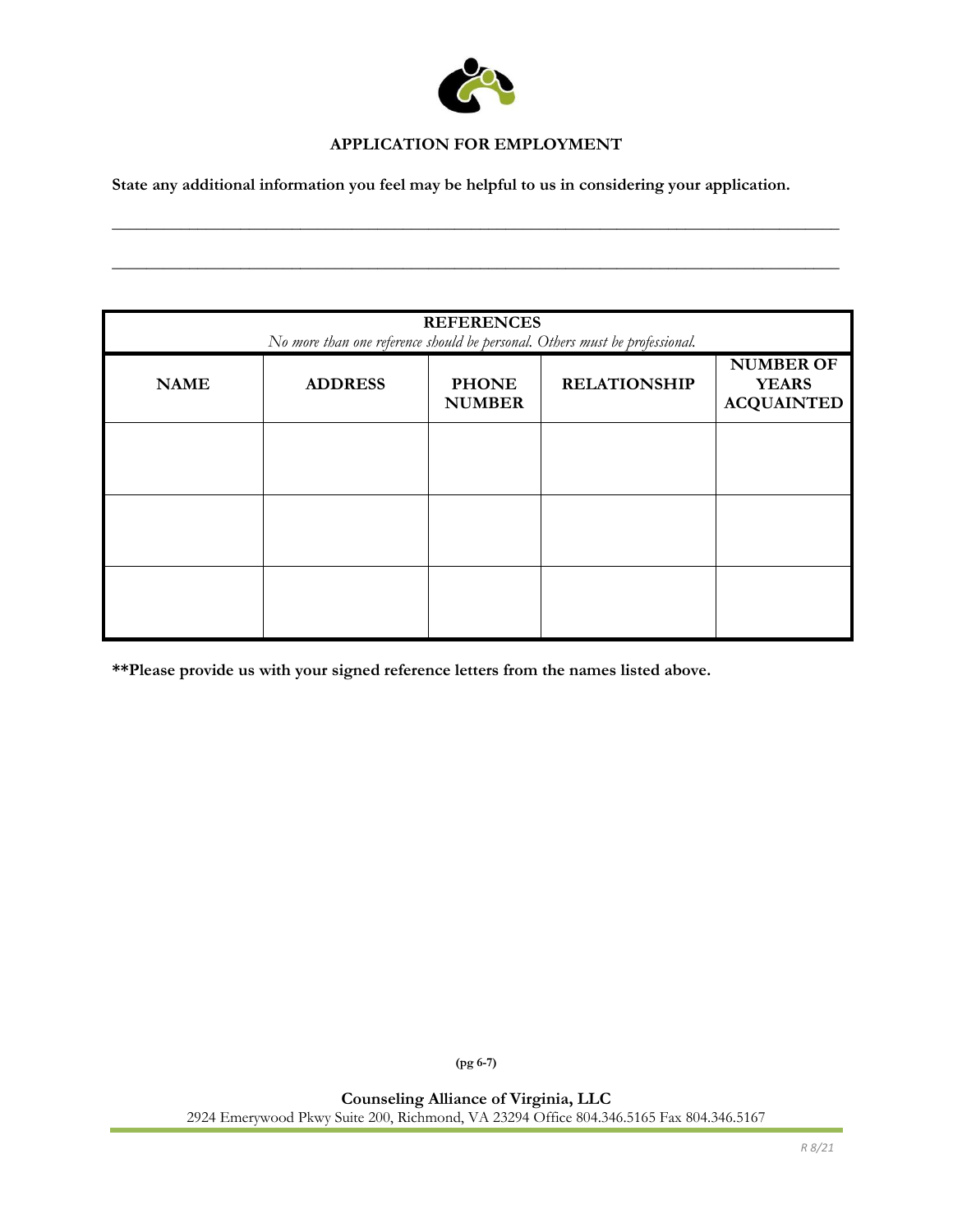# APPLICATION FOR EMPLOYMENT

**State any additional information you feel may be helpful to us in considering your application.**

\_\_\_\_\_\_\_\_\_\_\_\_\_\_\_\_\_\_\_\_\_\_\_\_\_\_\_\_\_\_\_\_\_\_\_\_\_\_\_\_\_\_\_\_\_\_\_\_\_\_\_\_\_\_\_\_\_\_\_\_\_\_\_\_\_\_\_\_\_\_\_\_\_\_\_\_\_\_

\_\_\_\_\_\_\_\_\_\_\_\_\_\_\_\_\_\_\_\_\_\_\_\_\_\_\_\_\_\_\_\_\_\_\_\_\_\_\_\_\_\_\_\_\_\_\_\_\_\_\_\_\_\_\_\_\_\_\_\_\_\_\_\_\_\_\_\_\_\_\_\_\_\_\_\_\_\_

**REFERENCES**

*No more than one reference should be personal. Others must be professional.*

| NAME | ADDRESS | PHONE NUMBER | RELATIONSHIP | NUMBER OF YEARS ACQUAINTED |
|---|---|---|---|---|
| | | | | |
| | | | | |
| | | | | |

**\*\*Please provide us with your signed reference letters from the names listed above.**

**Counseling Alliance of Virginia, LLC**
2924 Emerywood Pkwy Suite 200, Richmond, VA 23294 Office 804.346.5165 Fax 804.346.5167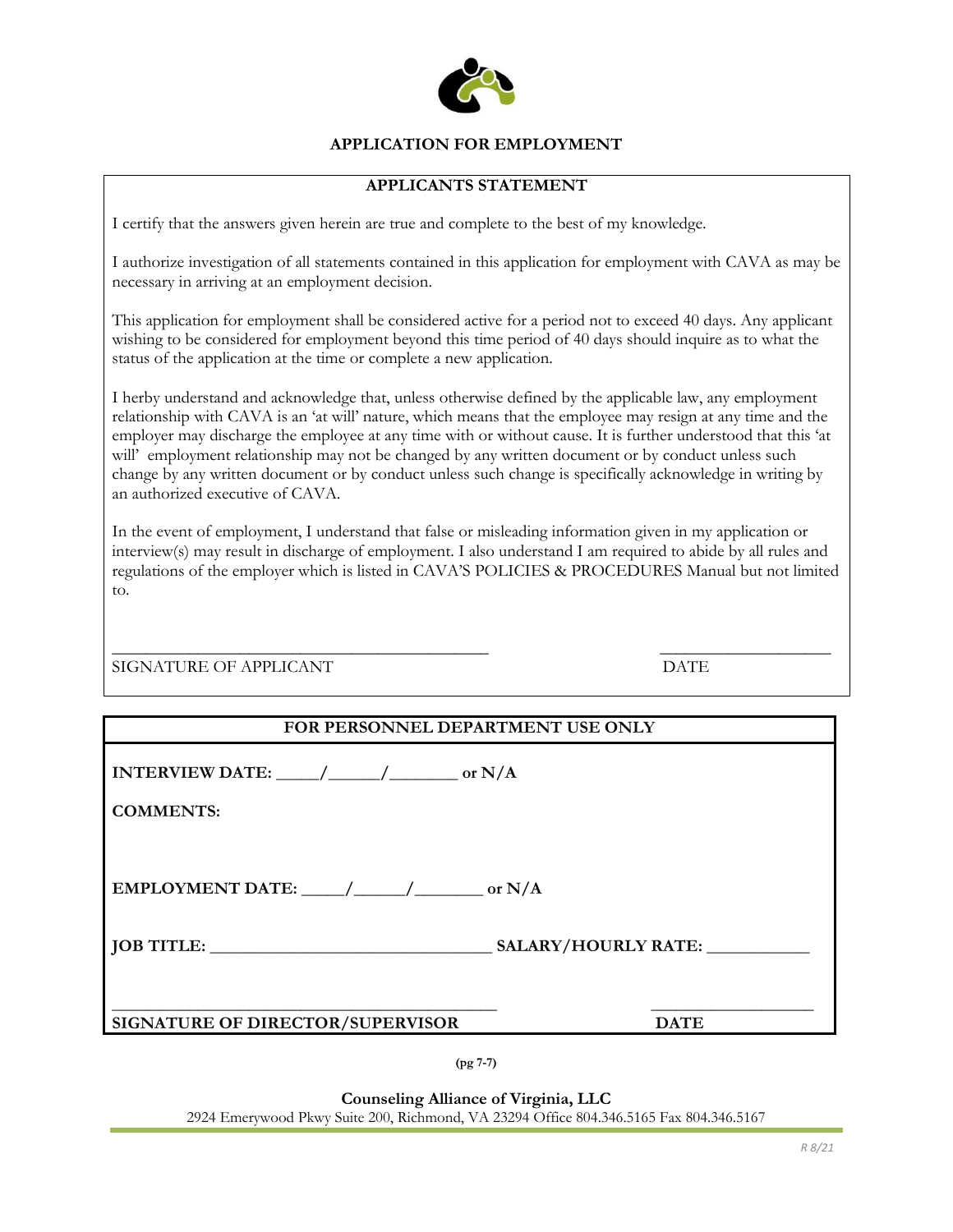# APPLICATION FOR EMPLOYMENT

## APPLICANTS STATEMENT

I certify that the answers given herein are true and complete to the best of my knowledge.

I authorize investigation of all statements contained in this application for employment with CAVA as may be necessary in arriving at an employment decision.

This application for employment shall be considered active for a period not to exceed 40 days. Any applicant wishing to be considered for employment beyond this time period of 40 days should inquire as to what the status of the application at the time or complete a new application.

I herby understand and acknowledge that, unless otherwise defined by the applicable law, any employment relationship with CAVA is an 'at will' nature, which means that the employee may resign at any time and the employer may discharge the employee at any time with or without cause. It is further understood that this 'at will' employment relationship may not be changed by any written document or by conduct unless such change by any written document or by conduct unless such change is specifically acknowledge in writing by an authorized executive of CAVA.

In the event of employment, I understand that false or misleading information given in my application or interview(s) may result in discharge of employment. I also understand I am required to abide by all rules and regulations of the employer which is listed in CAVA'S POLICIES & PROCEDURES Manual but not limited to.

_____________________________________________ ____________________

SIGNATURE OF APPLICANT DATE

## FOR PERSONNEL DEPARTMENT USE ONLY

**INTERVIEW DATE: _____/______/________ or N/A**

**COMMENTS:**

**EMPLOYMENT DATE: _____/______/________ or N/A**

**JOB TITLE: ________________________________ SALARY/HOURLY RATE: ____________**

_____________________________________________ ____________________

**SIGNATURE OF DIRECTOR/SUPERVISOR DATE**

**Counseling Alliance of Virginia, LLC**

2924 Emerywood Pkwy Suite 200, Richmond, VA 23294 Office 804.346.5165 Fax 804.346.5167

*R 8/21*